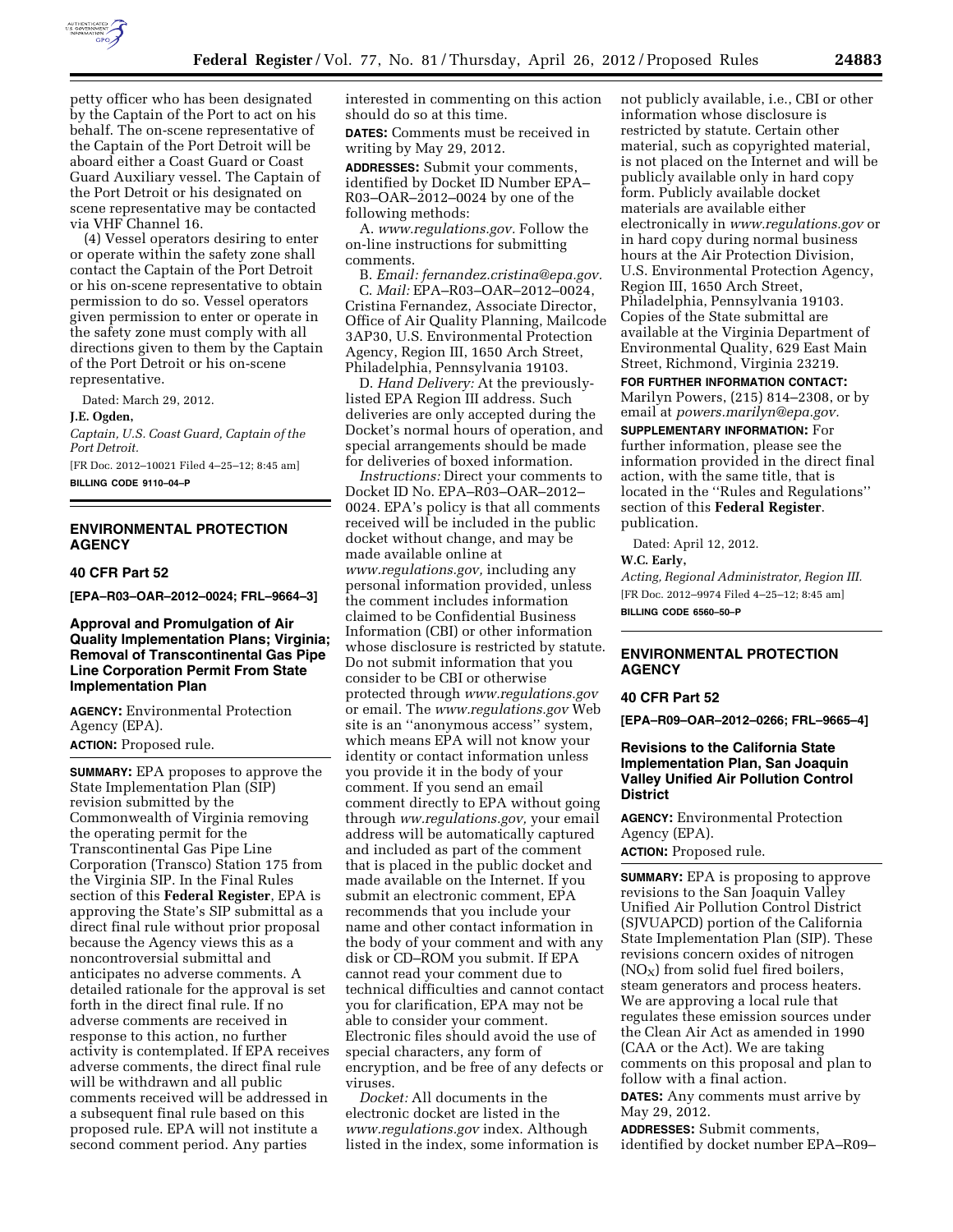petty officer who has been designated by the Captain of the Port to act on his behalf. The on-scene representative of the Captain of the Port Detroit will be aboard either a Coast Guard or Coast Guard Auxiliary vessel. The Captain of the Port Detroit or his designated on scene representative may be contacted via VHF Channel 16.

(4) Vessel operators desiring to enter or operate within the safety zone shall contact the Captain of the Port Detroit or his on-scene representative to obtain permission to do so. Vessel operators given permission to enter or operate in the safety zone must comply with all directions given to them by the Captain of the Port Detroit or his on-scene representative.

Dated: March 29, 2012.

**J.E. Ogden,**

*Captain, U.S. Coast Guard, Captain of the Port Detroit.*

[FR Doc. 2012–10021 Filed 4–25–12; 8:45 am]

**BILLING CODE 9110–04–P**

---

## ENVIRONMENTAL PROTECTION AGENCY

### 40 CFR Part 52

**[EPA–R03–OAR–2012–0024; FRL–9664–3]**

### Approval and Promulgation of Air Quality Implementation Plans; Virginia; Removal of Transcontinental Gas Pipe Line Corporation Permit From State Implementation Plan

**AGENCY:** Environmental Protection Agency (EPA).

**ACTION:** Proposed rule.

**SUMMARY:** EPA proposes to approve the State Implementation Plan (SIP) revision submitted by the Commonwealth of Virginia removing the operating permit for the Transcontinental Gas Pipe Line Corporation (Transco) Station 175 from the Virginia SIP. In the Final Rules section of this **Federal Register**, EPA is approving the State's SIP submittal as a direct final rule without prior proposal because the Agency views this as a noncontroversial submittal and anticipates no adverse comments. A detailed rationale for the approval is set forth in the direct final rule. If no adverse comments are received in response to this action, no further activity is contemplated. If EPA receives adverse comments, the direct final rule will be withdrawn and all public comments received will be addressed in a subsequent final rule based on this proposed rule. EPA will not institute a second comment period. Any parties interested in commenting on this action should do so at this time.

**DATES:** Comments must be received in writing by May 29, 2012.

**ADDRESSES:** Submit your comments, identified by Docket ID Number EPA–R03–OAR–2012–0024 by one of the following methods:

A. *www.regulations.gov*. Follow the on-line instructions for submitting comments.

B. *Email: fernandez.cristina@epa.gov.*

C. *Mail:* EPA–R03–OAR–2012–0024, Cristina Fernandez, Associate Director, Office of Air Quality Planning, Mailcode 3AP30, U.S. Environmental Protection Agency, Region III, 1650 Arch Street, Philadelphia, Pennsylvania 19103.

D. *Hand Delivery:* At the previously-listed EPA Region III address. Such deliveries are only accepted during the Docket's normal hours of operation, and special arrangements should be made for deliveries of boxed information.

*Instructions:* Direct your comments to Docket ID No. EPA–R03–OAR–2012–0024. EPA's policy is that all comments received will be included in the public docket without change, and may be made available online at *www.regulations.gov,* including any personal information provided, unless the comment includes information claimed to be Confidential Business Information (CBI) or other information whose disclosure is restricted by statute. Do not submit information that you consider to be CBI or otherwise protected through *www.regulations.gov* or email. The *www.regulations.gov* Web site is an ''anonymous access'' system, which means EPA will not know your identity or contact information unless you provide it in the body of your comment. If you send an email comment directly to EPA without going through *ww.regulations.gov,* your email address will be automatically captured and included as part of the comment that is placed in the public docket and made available on the Internet. If you submit an electronic comment, EPA recommends that you include your name and other contact information in the body of your comment and with any disk or CD–ROM you submit. If EPA cannot read your comment due to technical difficulties and cannot contact you for clarification, EPA may not be able to consider your comment. Electronic files should avoid the use of special characters, any form of encryption, and be free of any defects or viruses.

*Docket:* All documents in the electronic docket are listed in the *www.regulations.gov* index. Although listed in the index, some information is not publicly available, i.e., CBI or other information whose disclosure is restricted by statute. Certain other material, such as copyrighted material, is not placed on the Internet and will be publicly available only in hard copy form. Publicly available docket materials are available either electronically in *www.regulations.gov* or in hard copy during normal business hours at the Air Protection Division, U.S. Environmental Protection Agency, Region III, 1650 Arch Street, Philadelphia, Pennsylvania 19103. Copies of the State submittal are available at the Virginia Department of Environmental Quality, 629 East Main Street, Richmond, Virginia 23219.

**FOR FURTHER INFORMATION CONTACT:** Marilyn Powers, (215) 814–2308, or by email at *powers.marilyn@epa.gov.*

**SUPPLEMENTARY INFORMATION:** For further information, please see the information provided in the direct final action, with the same title, that is located in the ''Rules and Regulations'' section of this **Federal Register**. publication.

Dated: April 12, 2012.

**W.C. Early,**

*Acting, Regional Administrator, Region III.*

[FR Doc. 2012–9974 Filed 4–25–12; 8:45 am]

**BILLING CODE 6560–50–P**

---

## ENVIRONMENTAL PROTECTION AGENCY

### 40 CFR Part 52

**[EPA–R09–OAR–2012–0266; FRL–9665–4]**

### Revisions to the California State Implementation Plan, San Joaquin Valley Unified Air Pollution Control District

**AGENCY:** Environmental Protection Agency (EPA).

**ACTION:** Proposed rule.

**SUMMARY:** EPA is proposing to approve revisions to the San Joaquin Valley Unified Air Pollution Control District (SJVUAPCD) portion of the California State Implementation Plan (SIP). These revisions concern oxides of nitrogen ($NO_X$) from solid fuel fired boilers, steam generators and process heaters. We are approving a local rule that regulates these emission sources under the Clean Air Act as amended in 1990 (CAA or the Act). We are taking comments on this proposal and plan to follow with a final action.

**DATES:** Any comments must arrive by May 29, 2012.

**ADDRESSES:** Submit comments, identified by docket number EPA–R09–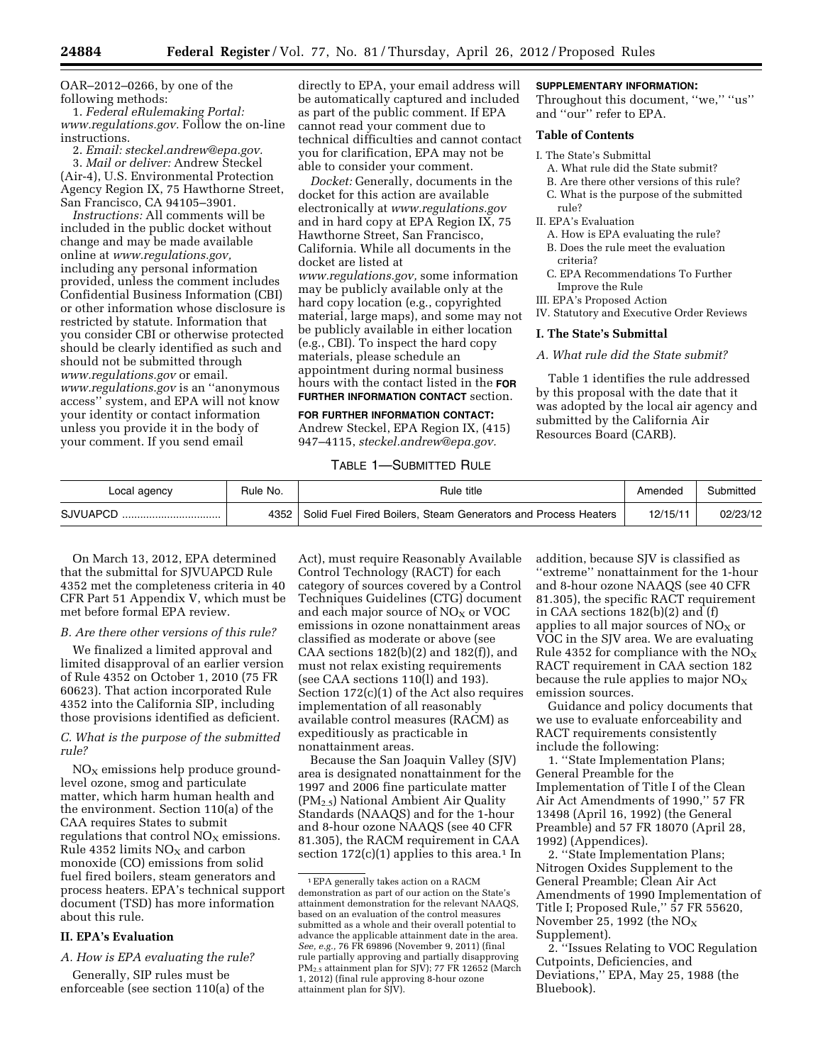OAR–2012–0266, by one of the following methods:

1. *Federal eRulemaking Portal: www.regulations.gov.* Follow the on-line instructions.
2. *Email: steckel.andrew@epa.gov.*
3. *Mail or deliver:* Andrew Steckel (Air-4), U.S. Environmental Protection Agency Region IX, 75 Hawthorne Street, San Francisco, CA 94105–3901.

*Instructions:* All comments will be included in the public docket without change and may be made available online at *www.regulations.gov,* including any personal information provided, unless the comment includes Confidential Business Information (CBI) or other information whose disclosure is restricted by statute. Information that you consider CBI or otherwise protected should be clearly identified as such and should not be submitted through *www.regulations.gov* or email. *www.regulations.gov* is an ''anonymous access'' system, and EPA will not know your identity or contact information unless you provide it in the body of your comment. If you send email directly to EPA, your email address will be automatically captured and included as part of the public comment. If EPA cannot read your comment due to technical difficulties and cannot contact you for clarification, EPA may not be able to consider your comment.

*Docket:* Generally, documents in the docket for this action are available electronically at *www.regulations.gov* and in hard copy at EPA Region IX, 75 Hawthorne Street, San Francisco, California. While all documents in the docket are listed at *www.regulations.gov,* some information may be publicly available only at the hard copy location (e.g., copyrighted material, large maps), and some may not be publicly available in either location (e.g., CBI). To inspect the hard copy materials, please schedule an appointment during normal business hours with the contact listed in the **FOR FURTHER INFORMATION CONTACT** section.

**FOR FURTHER INFORMATION CONTACT:** Andrew Steckel, EPA Region IX, (415) 947–4115, *steckel.andrew@epa.gov.*

**SUPPLEMENTARY INFORMATION:** Throughout this document, ''we,'' ''us'' and ''our'' refer to EPA.

## Table of Contents

I. The State's Submittal
  A. What rule did the State submit?
  B. Are there other versions of this rule?
  C. What is the purpose of the submitted rule?
II. EPA's Evaluation
  A. How is EPA evaluating the rule?
  B. Does the rule meet the evaluation criteria?
  C. EPA Recommendations To Further Improve the Rule
III. EPA's Proposed Action
IV. Statutory and Executive Order Reviews

## I. The State's Submittal

### *A. What rule did the State submit?*

Table 1 identifies the rule addressed by this proposal with the date that it was adopted by the local air agency and submitted by the California Air Resources Board (CARB).

TABLE 1—SUBMITTED RULE

| Local agency | Rule No. | Rule title | Amended | Submitted |
|---|---|---|---|---|
| SJVUAPCD | 4352 | Solid Fuel Fired Boilers, Steam Generators and Process Heaters | 12/15/11 | 02/23/12 |

On March 13, 2012, EPA determined that the submittal for SJVUAPCD Rule 4352 met the completeness criteria in 40 CFR Part 51 Appendix V, which must be met before formal EPA review.

### *B. Are there other versions of this rule?*

We finalized a limited approval and limited disapproval of an earlier version of Rule 4352 on October 1, 2010 (75 FR 60623). That action incorporated Rule 4352 into the California SIP, including those provisions identified as deficient.

### *C. What is the purpose of the submitted rule?*

$NO_X$ emissions help produce ground-level ozone, smog and particulate matter, which harm human health and the environment. Section 110(a) of the CAA requires States to submit regulations that control $NO_X$ emissions. Rule 4352 limits $NO_X$ and carbon monoxide (CO) emissions from solid fuel fired boilers, steam generators and process heaters. EPA's technical support document (TSD) has more information about this rule.

## II. EPA's Evaluation

### *A. How is EPA evaluating the rule?*

Generally, SIP rules must be enforceable (see section 110(a) of the Act), must require Reasonably Available Control Technology (RACT) for each category of sources covered by a Control Techniques Guidelines (CTG) document and each major source of $NO_X$ or VOC emissions in ozone nonattainment areas classified as moderate or above (see CAA sections 182(b)(2) and 182(f)), and must not relax existing requirements (see CAA sections 110(l) and 193). Section 172(c)(1) of the Act also requires implementation of all reasonably available control measures (RACM) as expeditiously as practicable in nonattainment areas.

Because the San Joaquin Valley (SJV) area is designated nonattainment for the 1997 and 2006 fine particulate matter ($PM_{2.5}$) National Ambient Air Quality Standards (NAAQS) and for the 1-hour and 8-hour ozone NAAQS (see 40 CFR 81.305), the RACM requirement in CAA section 172(c)(1) applies to this area.[1] In addition, because SJV is classified as ''extreme'' nonattainment for the 1-hour and 8-hour ozone NAAQS (see 40 CFR 81.305), the specific RACT requirement in CAA sections 182(b)(2) and (f) applies to all major sources of $NO_X$ or VOC in the SJV area. We are evaluating Rule 4352 for compliance with the $NO_X$ RACT requirement in CAA section 182 because the rule applies to major $NO_X$ emission sources.

Guidance and policy documents that we use to evaluate enforceability and RACT requirements consistently include the following:

1. ''State Implementation Plans; General Preamble for the Implementation of Title I of the Clean Air Act Amendments of 1990,'' 57 FR 13498 (April 16, 1992) (the General Preamble) and 57 FR 18070 (April 28, 1992) (Appendices).
2. ''State Implementation Plans; Nitrogen Oxides Supplement to the General Preamble; Clean Air Act Amendments of 1990 Implementation of Title I; Proposed Rule,'' 57 FR 55620, November 25, 1992 (the $NO_X$ Supplement).
2. ''Issues Relating to VOC Regulation Cutpoints, Deficiencies, and Deviations,'' EPA, May 25, 1988 (the Bluebook).

[1] EPA generally takes action on a RACM demonstration as part of our action on the State's attainment demonstration for the relevant NAAQS, based on an evaluation of the control measures submitted as a whole and their overall potential to advance the applicable attainment date in the area. *See, e.g.,* 76 FR 69896 (November 9, 2011) (final rule partially approving and partially disapproving $PM_{2.5}$ attainment plan for SJV); 77 FR 12652 (March 1, 2012) (final rule approving 8-hour ozone attainment plan for SJV).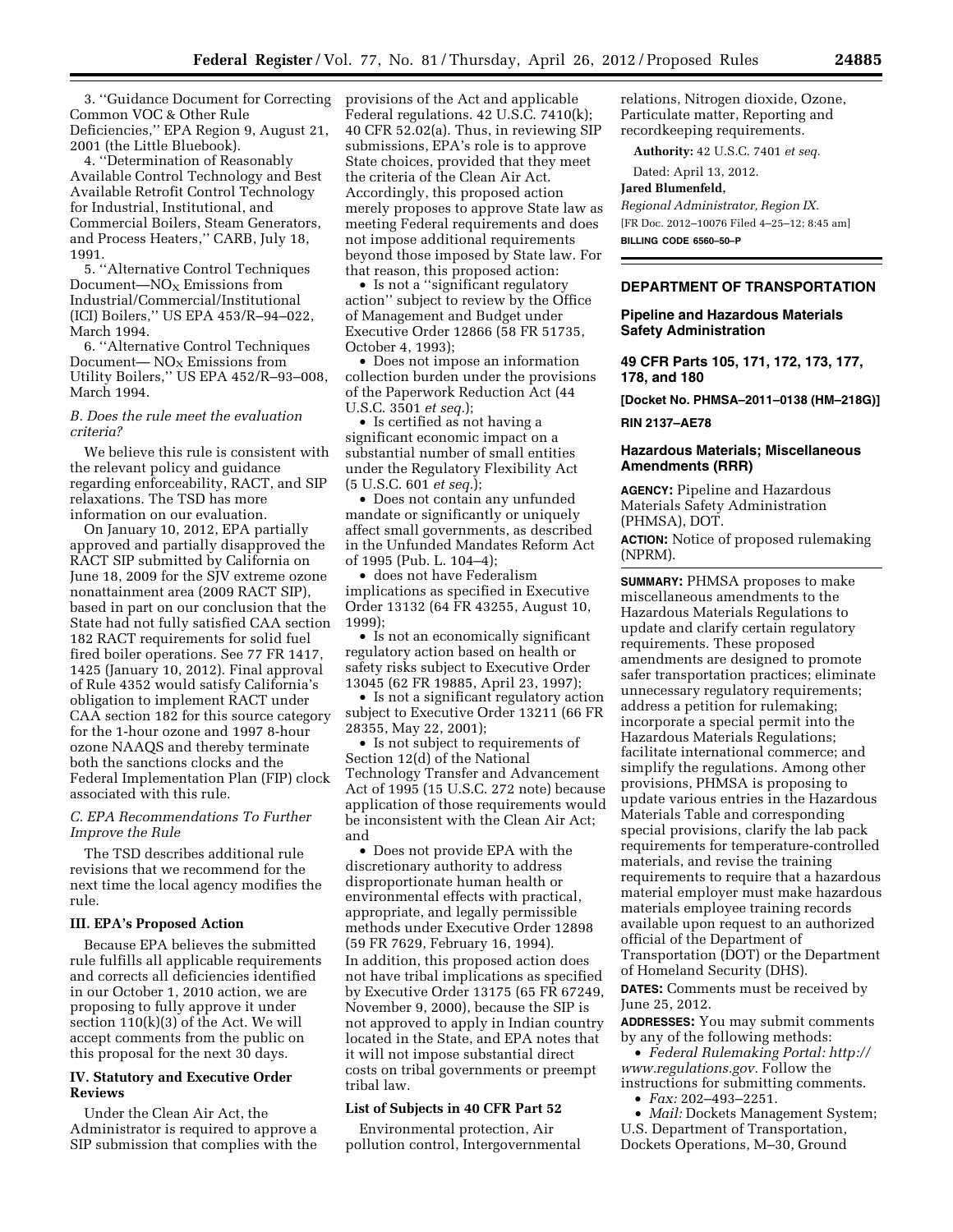3. ''Guidance Document for Correcting Common VOC & Other Rule Deficiencies,'' EPA Region 9, August 21, 2001 (the Little Bluebook).

4. ''Determination of Reasonably Available Control Technology and Best Available Retrofit Control Technology for Industrial, Institutional, and Commercial Boilers, Steam Generators, and Process Heaters,'' CARB, July 18, 1991.

5. ''Alternative Control Techniques Document—$NO_X$ Emissions from Industrial/Commercial/Institutional (ICI) Boilers,'' US EPA 453/R–94–022, March 1994.

6. ''Alternative Control Techniques Document— $NO_X$ Emissions from Utility Boilers,'' US EPA 452/R–93–008, March 1994.

### *B. Does the rule meet the evaluation criteria?*

We believe this rule is consistent with the relevant policy and guidance regarding enforceability, RACT, and SIP relaxations. The TSD has more information on our evaluation.

On January 10, 2012, EPA partially approved and partially disapproved the RACT SIP submitted by California on June 18, 2009 for the SJV extreme ozone nonattainment area (2009 RACT SIP), based in part on our conclusion that the State had not fully satisfied CAA section 182 RACT requirements for solid fuel fired boiler operations. See 77 FR 1417, 1425 (January 10, 2012). Final approval of Rule 4352 would satisfy California's obligation to implement RACT under CAA section 182 for this source category for the 1-hour ozone and 1997 8-hour ozone NAAQS and thereby terminate both the sanctions clocks and the Federal Implementation Plan (FIP) clock associated with this rule.

### *C. EPA Recommendations To Further Improve the Rule*

The TSD describes additional rule revisions that we recommend for the next time the local agency modifies the rule.

## III. EPA's Proposed Action

Because EPA believes the submitted rule fulfills all applicable requirements and corrects all deficiencies identified in our October 1, 2010 action, we are proposing to fully approve it under section 110(k)(3) of the Act. We will accept comments from the public on this proposal for the next 30 days.

## IV. Statutory and Executive Order Reviews

Under the Clean Air Act, the Administrator is required to approve a SIP submission that complies with the provisions of the Act and applicable Federal regulations. 42 U.S.C. 7410(k); 40 CFR 52.02(a). Thus, in reviewing SIP submissions, EPA's role is to approve State choices, provided that they meet the criteria of the Clean Air Act. Accordingly, this proposed action merely proposes to approve State law as meeting Federal requirements and does not impose additional requirements beyond those imposed by State law. For that reason, this proposed action:

- Is not a ''significant regulatory action'' subject to review by the Office of Management and Budget under Executive Order 12866 (58 FR 51735, October 4, 1993);
- Does not impose an information collection burden under the provisions of the Paperwork Reduction Act (44 U.S.C. 3501 *et seq.*);
- Is certified as not having a significant economic impact on a substantial number of small entities under the Regulatory Flexibility Act (5 U.S.C. 601 *et seq.*);
- Does not contain any unfunded mandate or significantly or uniquely affect small governments, as described in the Unfunded Mandates Reform Act of 1995 (Pub. L. 104–4);
- does not have Federalism implications as specified in Executive Order 13132 (64 FR 43255, August 10, 1999);
- Is not an economically significant regulatory action based on health or safety risks subject to Executive Order 13045 (62 FR 19885, April 23, 1997);
- Is not a significant regulatory action subject to Executive Order 13211 (66 FR 28355, May 22, 2001);
- Is not subject to requirements of Section 12(d) of the National Technology Transfer and Advancement Act of 1995 (15 U.S.C. 272 note) because application of those requirements would be inconsistent with the Clean Air Act; and
- Does not provide EPA with the discretionary authority to address disproportionate human health or environmental effects with practical, appropriate, and legally permissible methods under Executive Order 12898 (59 FR 7629, February 16, 1994).

In addition, this proposed action does not have tribal implications as specified by Executive Order 13175 (65 FR 67249, November 9, 2000), because the SIP is not approved to apply in Indian country located in the State, and EPA notes that it will not impose substantial direct costs on tribal governments or preempt tribal law.

### List of Subjects in 40 CFR Part 52

Environmental protection, Air pollution control, Intergovernmental relations, Nitrogen dioxide, Ozone, Particulate matter, Reporting and recordkeeping requirements.

**Authority:** 42 U.S.C. 7401 *et seq.*

Dated: April 13, 2012.

**Jared Blumenfeld,**

*Regional Administrator, Region IX.*

[FR Doc. 2012–10076 Filed 4–25–12; 8:45 am]

**BILLING CODE 6560–50–P**

---

## DEPARTMENT OF TRANSPORTATION

### Pipeline and Hazardous Materials Safety Administration

### 49 CFR Parts 105, 171, 172, 173, 177, 178, and 180

**[Docket No. PHMSA–2011–0138 (HM–218G)]**

**RIN 2137–AE78**

### Hazardous Materials; Miscellaneous Amendments (RRR)

**AGENCY:** Pipeline and Hazardous Materials Safety Administration (PHMSA), DOT.

**ACTION:** Notice of proposed rulemaking (NPRM).

**SUMMARY:** PHMSA proposes to make miscellaneous amendments to the Hazardous Materials Regulations to update and clarify certain regulatory requirements. These proposed amendments are designed to promote safer transportation practices; eliminate unnecessary regulatory requirements; address a petition for rulemaking; incorporate a special permit into the Hazardous Materials Regulations; facilitate international commerce; and simplify the regulations. Among other provisions, PHMSA is proposing to update various entries in the Hazardous Materials Table and corresponding special provisions, clarify the lab pack requirements for temperature-controlled materials, and revise the training requirements to require that a hazardous material employer must make hazardous materials employee training records available upon request to an authorized official of the Department of Transportation (DOT) or the Department of Homeland Security (DHS).

**DATES:** Comments must be received by June 25, 2012.

**ADDRESSES:** You may submit comments by any of the following methods:

- *Federal Rulemaking Portal: http://www.regulations.gov.* Follow the instructions for submitting comments.
- *Fax:* 202–493–2251.
- *Mail:* Dockets Management System; U.S. Department of Transportation, Dockets Operations, M–30, Ground